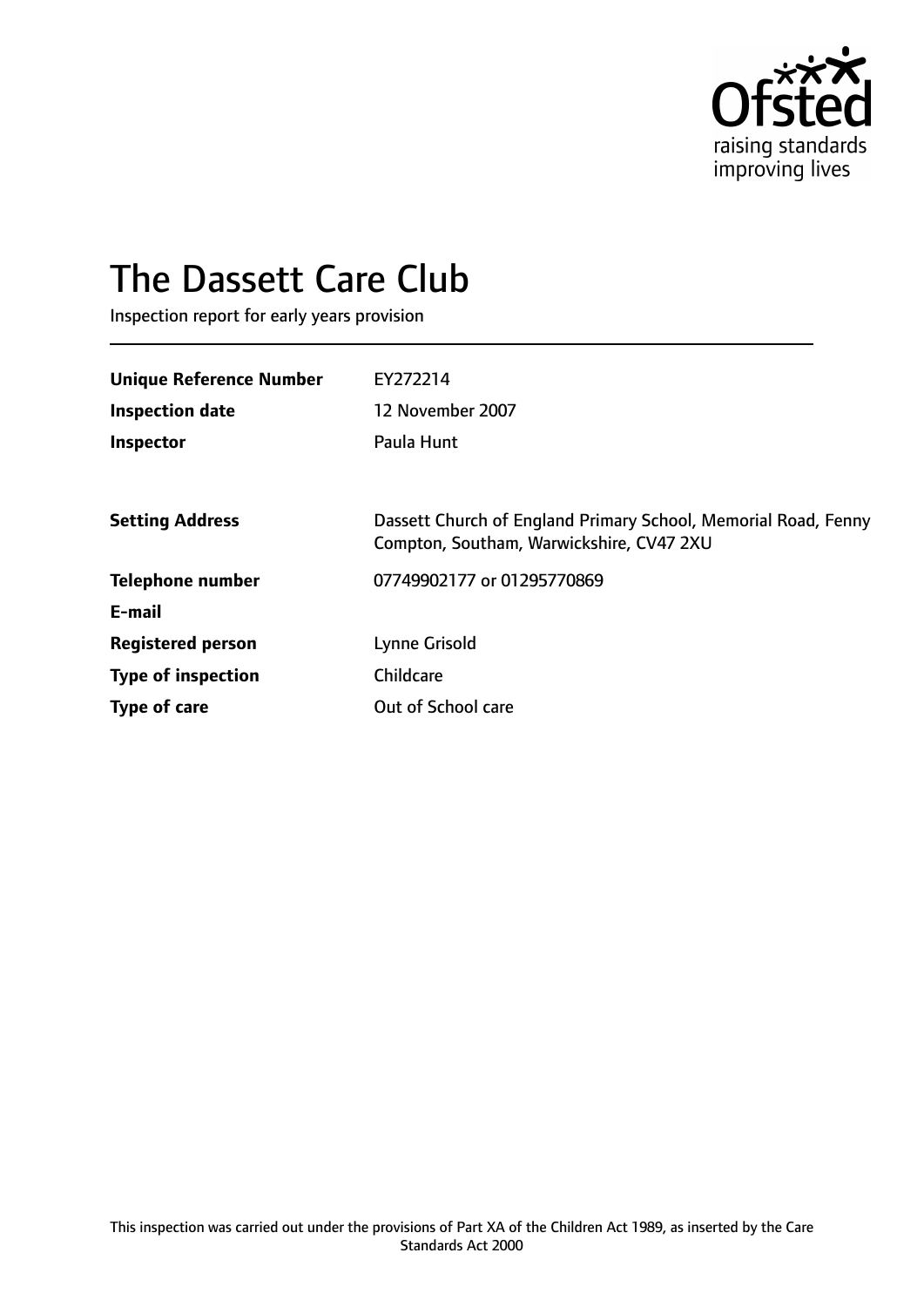Ofsted raising standards improving lives

# The Dassett Care Club

Inspection report for early years provision

| | |
|---|---|
| **Unique Reference Number** | EY272214 |
| **Inspection date** | 12 November 2007 |
| **Inspector** | Paula Hunt |
| | |
| **Setting Address** | Dassett Church of England Primary School, Memorial Road, Fenny Compton, Southam, Warwickshire, CV47 2XU |
| **Telephone number** | 07749902177 or 01295770869 |
| **E-mail** | |
| **Registered person** | Lynne Grisold |
| **Type of inspection** | Childcare |
| **Type of care** | Out of School care |

This inspection was carried out under the provisions of Part XA of the Children Act 1989, as inserted by the Care Standards Act 2000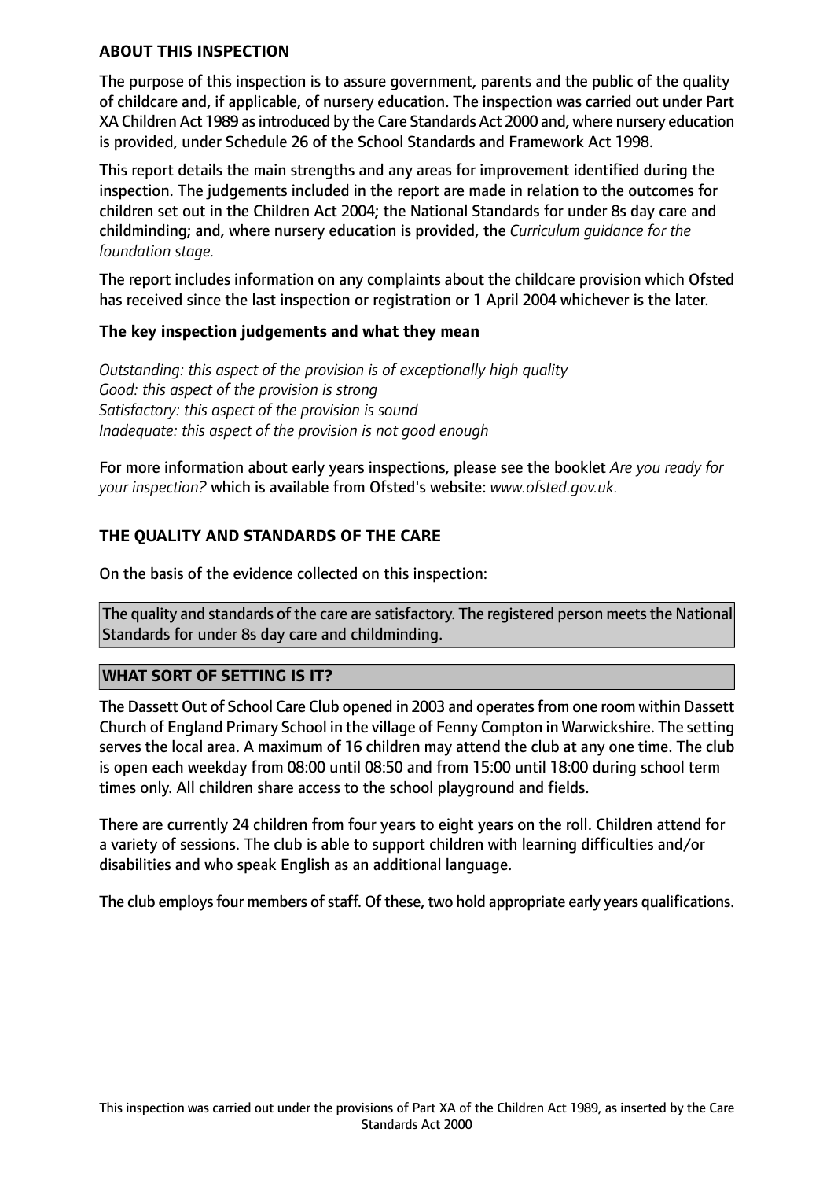## ABOUT THIS INSPECTION

The purpose of this inspection is to assure government, parents and the public of the quality of childcare and, if applicable, of nursery education. The inspection was carried out under Part XA Children Act 1989 as introduced by the Care Standards Act 2000 and, where nursery education is provided, under Schedule 26 of the School Standards and Framework Act 1998.

This report details the main strengths and any areas for improvement identified during the inspection. The judgements included in the report are made in relation to the outcomes for children set out in the Children Act 2004; the National Standards for under 8s day care and childminding; and, where nursery education is provided, the *Curriculum guidance for the foundation stage.*

The report includes information on any complaints about the childcare provision which Ofsted has received since the last inspection or registration or 1 April 2004 whichever is the later.

### The key inspection judgements and what they mean

*Outstanding: this aspect of the provision is of exceptionally high quality*
*Good: this aspect of the provision is strong*
*Satisfactory: this aspect of the provision is sound*
*Inadequate: this aspect of the provision is not good enough*

For more information about early years inspections, please see the booklet *Are you ready for your inspection?* which is available from Ofsted's website: *www.ofsted.gov.uk.*

## THE QUALITY AND STANDARDS OF THE CARE

On the basis of the evidence collected on this inspection:

The quality and standards of the care are satisfactory. The registered person meets the National Standards for under 8s day care and childminding.

## WHAT SORT OF SETTING IS IT?

The Dassett Out of School Care Club opened in 2003 and operates from one room within Dassett Church of England Primary School in the village of Fenny Compton in Warwickshire. The setting serves the local area. A maximum of 16 children may attend the club at any one time. The club is open each weekday from 08:00 until 08:50 and from 15:00 until 18:00 during school term times only. All children share access to the school playground and fields.

There are currently 24 children from four years to eight years on the roll. Children attend for a variety of sessions. The club is able to support children with learning difficulties and/or disabilities and who speak English as an additional language.

The club employs four members of staff. Of these, two hold appropriate early years qualifications.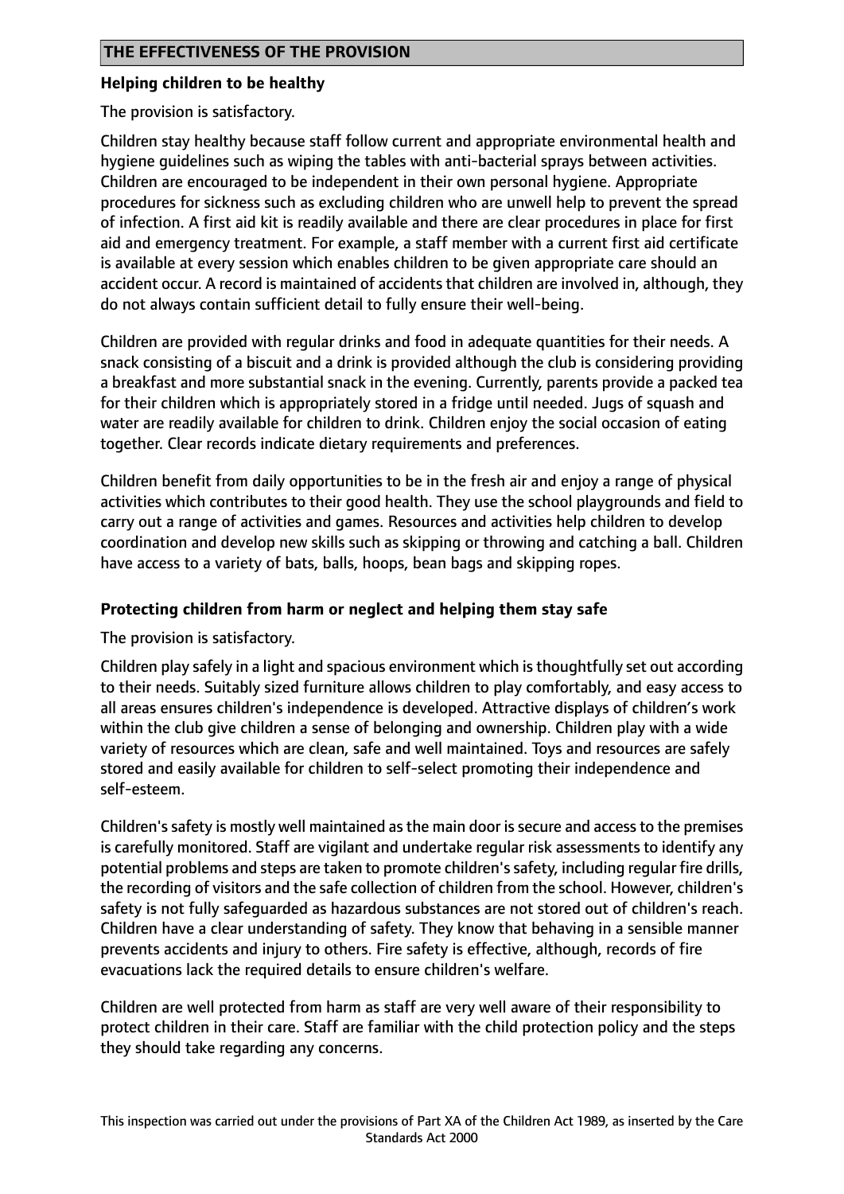## THE EFFECTIVENESS OF THE PROVISION

### Helping children to be healthy

The provision is satisfactory.

Children stay healthy because staff follow current and appropriate environmental health and hygiene guidelines such as wiping the tables with anti-bacterial sprays between activities. Children are encouraged to be independent in their own personal hygiene. Appropriate procedures for sickness such as excluding children who are unwell help to prevent the spread of infection. A first aid kit is readily available and there are clear procedures in place for first aid and emergency treatment. For example, a staff member with a current first aid certificate is available at every session which enables children to be given appropriate care should an accident occur. A record is maintained of accidents that children are involved in, although, they do not always contain sufficient detail to fully ensure their well-being.

Children are provided with regular drinks and food in adequate quantities for their needs. A snack consisting of a biscuit and a drink is provided although the club is considering providing a breakfast and more substantial snack in the evening. Currently, parents provide a packed tea for their children which is appropriately stored in a fridge until needed. Jugs of squash and water are readily available for children to drink. Children enjoy the social occasion of eating together. Clear records indicate dietary requirements and preferences.

Children benefit from daily opportunities to be in the fresh air and enjoy a range of physical activities which contributes to their good health. They use the school playgrounds and field to carry out a range of activities and games. Resources and activities help children to develop coordination and develop new skills such as skipping or throwing and catching a ball. Children have access to a variety of bats, balls, hoops, bean bags and skipping ropes.

### Protecting children from harm or neglect and helping them stay safe

The provision is satisfactory.

Children play safely in a light and spacious environment which is thoughtfully set out according to their needs. Suitably sized furniture allows children to play comfortably, and easy access to all areas ensures children's independence is developed. Attractive displays of children's work within the club give children a sense of belonging and ownership. Children play with a wide variety of resources which are clean, safe and well maintained. Toys and resources are safely stored and easily available for children to self-select promoting their independence and self-esteem.

Children's safety is mostly well maintained as the main door is secure and access to the premises is carefully monitored. Staff are vigilant and undertake regular risk assessments to identify any potential problems and steps are taken to promote children's safety, including regular fire drills, the recording of visitors and the safe collection of children from the school. However, children's safety is not fully safeguarded as hazardous substances are not stored out of children's reach. Children have a clear understanding of safety. They know that behaving in a sensible manner prevents accidents and injury to others. Fire safety is effective, although, records of fire evacuations lack the required details to ensure children's welfare.

Children are well protected from harm as staff are very well aware of their responsibility to protect children in their care. Staff are familiar with the child protection policy and the steps they should take regarding any concerns.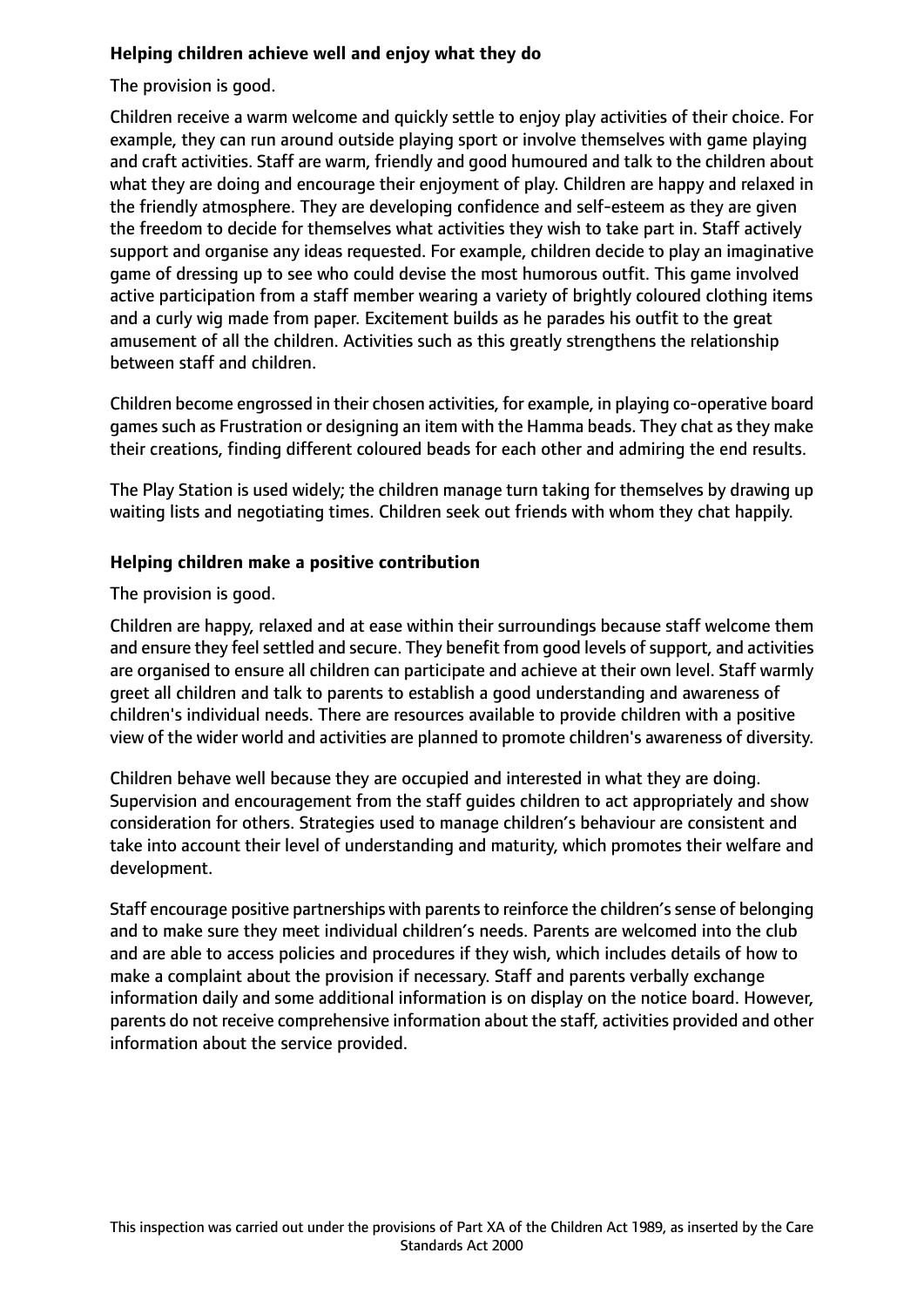### Helping children achieve well and enjoy what they do

The provision is good.

Children receive a warm welcome and quickly settle to enjoy play activities of their choice. For example, they can run around outside playing sport or involve themselves with game playing and craft activities. Staff are warm, friendly and good humoured and talk to the children about what they are doing and encourage their enjoyment of play. Children are happy and relaxed in the friendly atmosphere. They are developing confidence and self-esteem as they are given the freedom to decide for themselves what activities they wish to take part in. Staff actively support and organise any ideas requested. For example, children decide to play an imaginative game of dressing up to see who could devise the most humorous outfit. This game involved active participation from a staff member wearing a variety of brightly coloured clothing items and a curly wig made from paper. Excitement builds as he parades his outfit to the great amusement of all the children. Activities such as this greatly strengthens the relationship between staff and children.

Children become engrossed in their chosen activities, for example, in playing co-operative board games such as Frustration or designing an item with the Hamma beads. They chat as they make their creations, finding different coloured beads for each other and admiring the end results.

The Play Station is used widely; the children manage turn taking for themselves by drawing up waiting lists and negotiating times. Children seek out friends with whom they chat happily.

### Helping children make a positive contribution

The provision is good.

Children are happy, relaxed and at ease within their surroundings because staff welcome them and ensure they feel settled and secure. They benefit from good levels of support, and activities are organised to ensure all children can participate and achieve at their own level. Staff warmly greet all children and talk to parents to establish a good understanding and awareness of children's individual needs. There are resources available to provide children with a positive view of the wider world and activities are planned to promote children's awareness of diversity.

Children behave well because they are occupied and interested in what they are doing. Supervision and encouragement from the staff guides children to act appropriately and show consideration for others. Strategies used to manage children's behaviour are consistent and take into account their level of understanding and maturity, which promotes their welfare and development.

Staff encourage positive partnerships with parents to reinforce the children's sense of belonging and to make sure they meet individual children's needs. Parents are welcomed into the club and are able to access policies and procedures if they wish, which includes details of how to make a complaint about the provision if necessary. Staff and parents verbally exchange information daily and some additional information is on display on the notice board. However, parents do not receive comprehensive information about the staff, activities provided and other information about the service provided.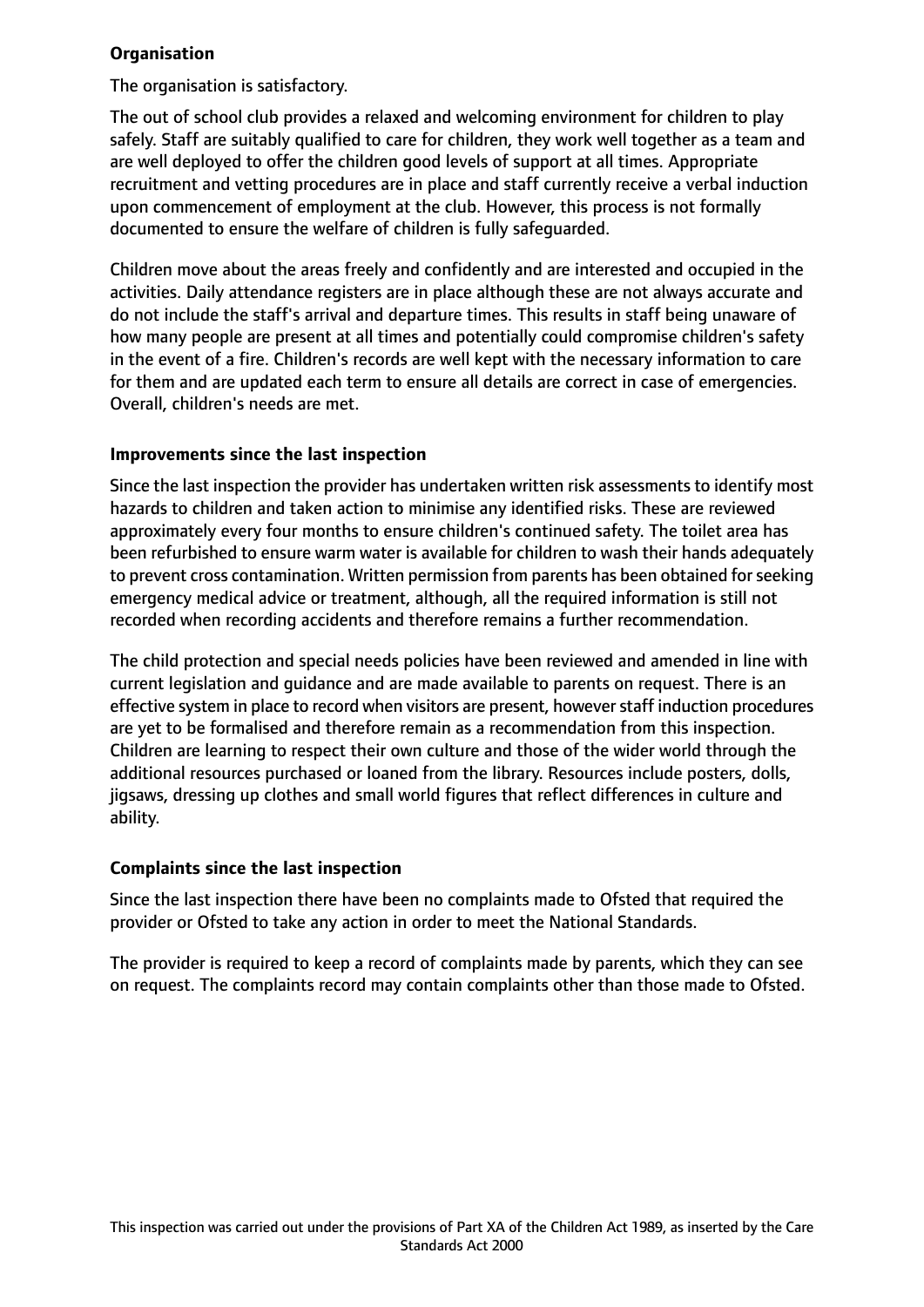**Organisation**

The organisation is satisfactory.

The out of school club provides a relaxed and welcoming environment for children to play safely. Staff are suitably qualified to care for children, they work well together as a team and are well deployed to offer the children good levels of support at all times. Appropriate recruitment and vetting procedures are in place and staff currently receive a verbal induction upon commencement of employment at the club. However, this process is not formally documented to ensure the welfare of children is fully safeguarded.

Children move about the areas freely and confidently and are interested and occupied in the activities. Daily attendance registers are in place although these are not always accurate and do not include the staff's arrival and departure times. This results in staff being unaware of how many people are present at all times and potentially could compromise children's safety in the event of a fire. Children's records are well kept with the necessary information to care for them and are updated each term to ensure all details are correct in case of emergencies. Overall, children's needs are met.

**Improvements since the last inspection**

Since the last inspection the provider has undertaken written risk assessments to identify most hazards to children and taken action to minimise any identified risks. These are reviewed approximately every four months to ensure children's continued safety. The toilet area has been refurbished to ensure warm water is available for children to wash their hands adequately to prevent cross contamination. Written permission from parents has been obtained for seeking emergency medical advice or treatment, although, all the required information is still not recorded when recording accidents and therefore remains a further recommendation.

The child protection and special needs policies have been reviewed and amended in line with current legislation and guidance and are made available to parents on request. There is an effective system in place to record when visitors are present, however staff induction procedures are yet to be formalised and therefore remain as a recommendation from this inspection. Children are learning to respect their own culture and those of the wider world through the additional resources purchased or loaned from the library. Resources include posters, dolls, jigsaws, dressing up clothes and small world figures that reflect differences in culture and ability.

**Complaints since the last inspection**

Since the last inspection there have been no complaints made to Ofsted that required the provider or Ofsted to take any action in order to meet the National Standards.

The provider is required to keep a record of complaints made by parents, which they can see on request. The complaints record may contain complaints other than those made to Ofsted.

This inspection was carried out under the provisions of Part XA of the Children Act 1989, as inserted by the Care Standards Act 2000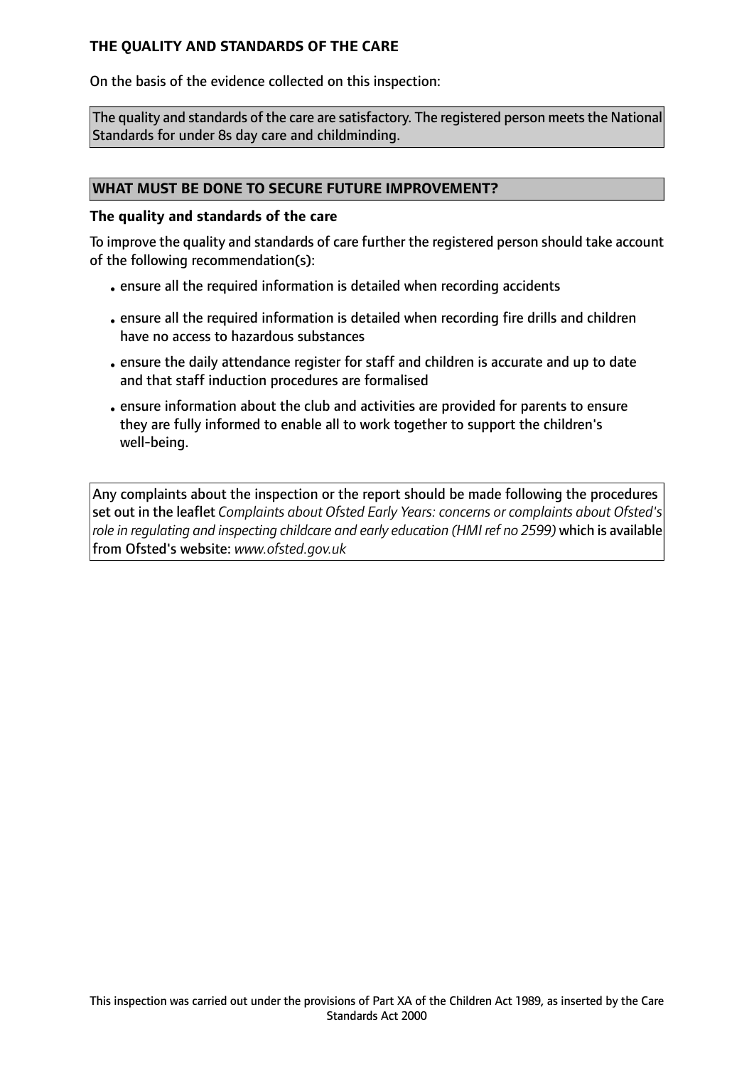## THE QUALITY AND STANDARDS OF THE CARE

On the basis of the evidence collected on this inspection:

The quality and standards of the care are satisfactory. The registered person meets the National Standards for under 8s day care and childminding.

## WHAT MUST BE DONE TO SECURE FUTURE IMPROVEMENT?

### The quality and standards of the care

To improve the quality and standards of care further the registered person should take account of the following recommendation(s):

- ensure all the required information is detailed when recording accidents
- ensure all the required information is detailed when recording fire drills and children have no access to hazardous substances
- ensure the daily attendance register for staff and children is accurate and up to date and that staff induction procedures are formalised
- ensure information about the club and activities are provided for parents to ensure they are fully informed to enable all to work together to support the children's well-being.

Any complaints about the inspection or the report should be made following the procedures set out in the leaflet *Complaints about Ofsted Early Years: concerns or complaints about Ofsted's role in regulating and inspecting childcare and early education (HMI ref no 2599)* which is available from Ofsted's website: *www.ofsted.gov.uk*

This inspection was carried out under the provisions of Part XA of the Children Act 1989, as inserted by the Care Standards Act 2000